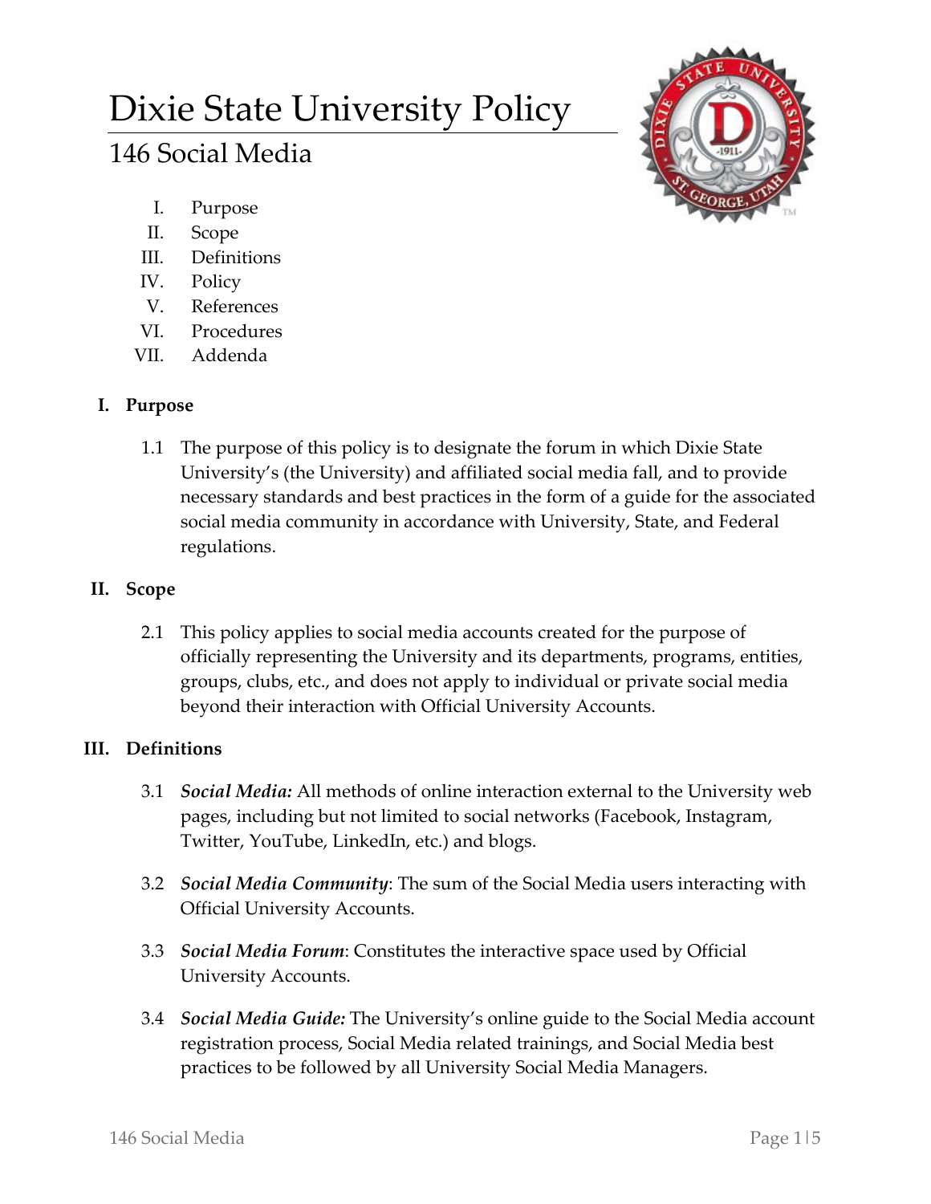# Dixie State University Policy

## 146 Social Media

I. Purpose
II. Scope
III. Definitions
IV. Policy
V. References
VI. Procedures
VII. Addenda

### I. Purpose

1.1 The purpose of this policy is to designate the forum in which Dixie State University's (the University) and affiliated social media fall, and to provide necessary standards and best practices in the form of a guide for the associated social media community in accordance with University, State, and Federal regulations.

### II. Scope

2.1 This policy applies to social media accounts created for the purpose of officially representing the University and its departments, programs, entities, groups, clubs, etc., and does not apply to individual or private social media beyond their interaction with Official University Accounts.

### III. Definitions

3.1 ***Social Media:*** All methods of online interaction external to the University web pages, including but not limited to social networks (Facebook, Instagram, Twitter, YouTube, LinkedIn, etc.) and blogs.

3.2 ***Social Media Community***: The sum of the Social Media users interacting with Official University Accounts.

3.3 ***Social Media Forum***: Constitutes the interactive space used by Official University Accounts.

3.4 ***Social Media Guide:*** The University's online guide to the Social Media account registration process, Social Media related trainings, and Social Media best practices to be followed by all University Social Media Managers.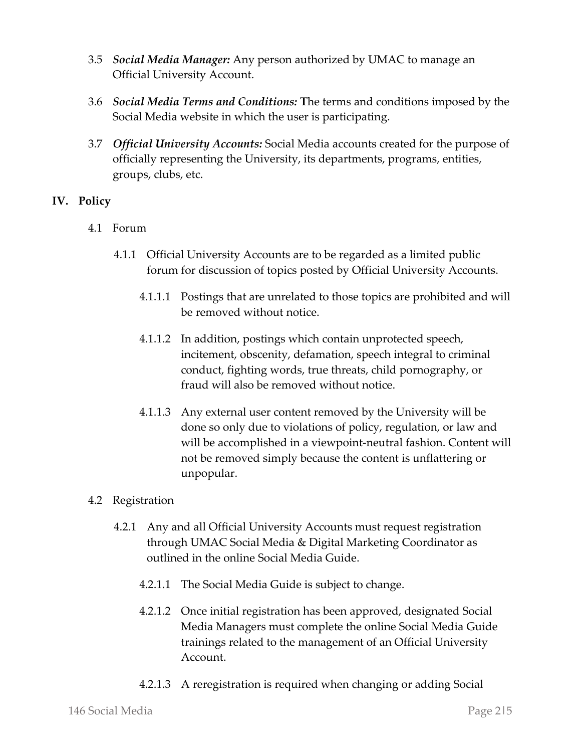3.5 ***Social Media Manager:*** Any person authorized by UMAC to manage an Official University Account.

3.6 ***Social Media Terms and Conditions:*** **T**he terms and conditions imposed by the Social Media website in which the user is participating.

3.7 ***Official University Accounts:*** Social Media accounts created for the purpose of officially representing the University, its departments, programs, entities, groups, clubs, etc.

## IV. Policy

4.1 Forum

4.1.1 Official University Accounts are to be regarded as a limited public forum for discussion of topics posted by Official University Accounts.

4.1.1.1 Postings that are unrelated to those topics are prohibited and will be removed without notice.

4.1.1.2 In addition, postings which contain unprotected speech, incitement, obscenity, defamation, speech integral to criminal conduct, fighting words, true threats, child pornography, or fraud will also be removed without notice.

4.1.1.3 Any external user content removed by the University will be done so only due to violations of policy, regulation, or law and will be accomplished in a viewpoint-neutral fashion. Content will not be removed simply because the content is unflattering or unpopular.

4.2 Registration

4.2.1 Any and all Official University Accounts must request registration through UMAC Social Media & Digital Marketing Coordinator as outlined in the online Social Media Guide.

4.2.1.1 The Social Media Guide is subject to change.

4.2.1.2 Once initial registration has been approved, designated Social Media Managers must complete the online Social Media Guide trainings related to the management of an Official University Account.

4.2.1.3 A reregistration is required when changing or adding Social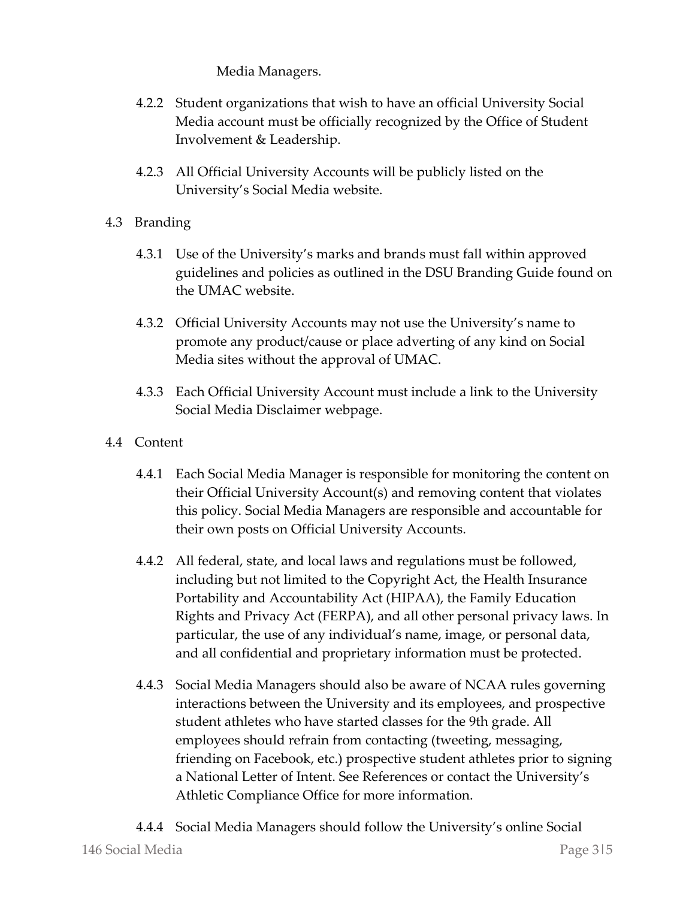Media Managers.

4.2.2 Student organizations that wish to have an official University Social Media account must be officially recognized by the Office of Student Involvement & Leadership.

4.2.3 All Official University Accounts will be publicly listed on the University's Social Media website.

4.3 Branding

4.3.1 Use of the University's marks and brands must fall within approved guidelines and policies as outlined in the DSU Branding Guide found on the UMAC website.

4.3.2 Official University Accounts may not use the University's name to promote any product/cause or place adverting of any kind on Social Media sites without the approval of UMAC.

4.3.3 Each Official University Account must include a link to the University Social Media Disclaimer webpage.

4.4 Content

4.4.1 Each Social Media Manager is responsible for monitoring the content on their Official University Account(s) and removing content that violates this policy. Social Media Managers are responsible and accountable for their own posts on Official University Accounts.

4.4.2 All federal, state, and local laws and regulations must be followed, including but not limited to the Copyright Act, the Health Insurance Portability and Accountability Act (HIPAA), the Family Education Rights and Privacy Act (FERPA), and all other personal privacy laws. In particular, the use of any individual's name, image, or personal data, and all confidential and proprietary information must be protected.

4.4.3 Social Media Managers should also be aware of NCAA rules governing interactions between the University and its employees, and prospective student athletes who have started classes for the 9th grade. All employees should refrain from contacting (tweeting, messaging, friending on Facebook, etc.) prospective student athletes prior to signing a National Letter of Intent. See References or contact the University's Athletic Compliance Office for more information.

4.4.4 Social Media Managers should follow the University's online Social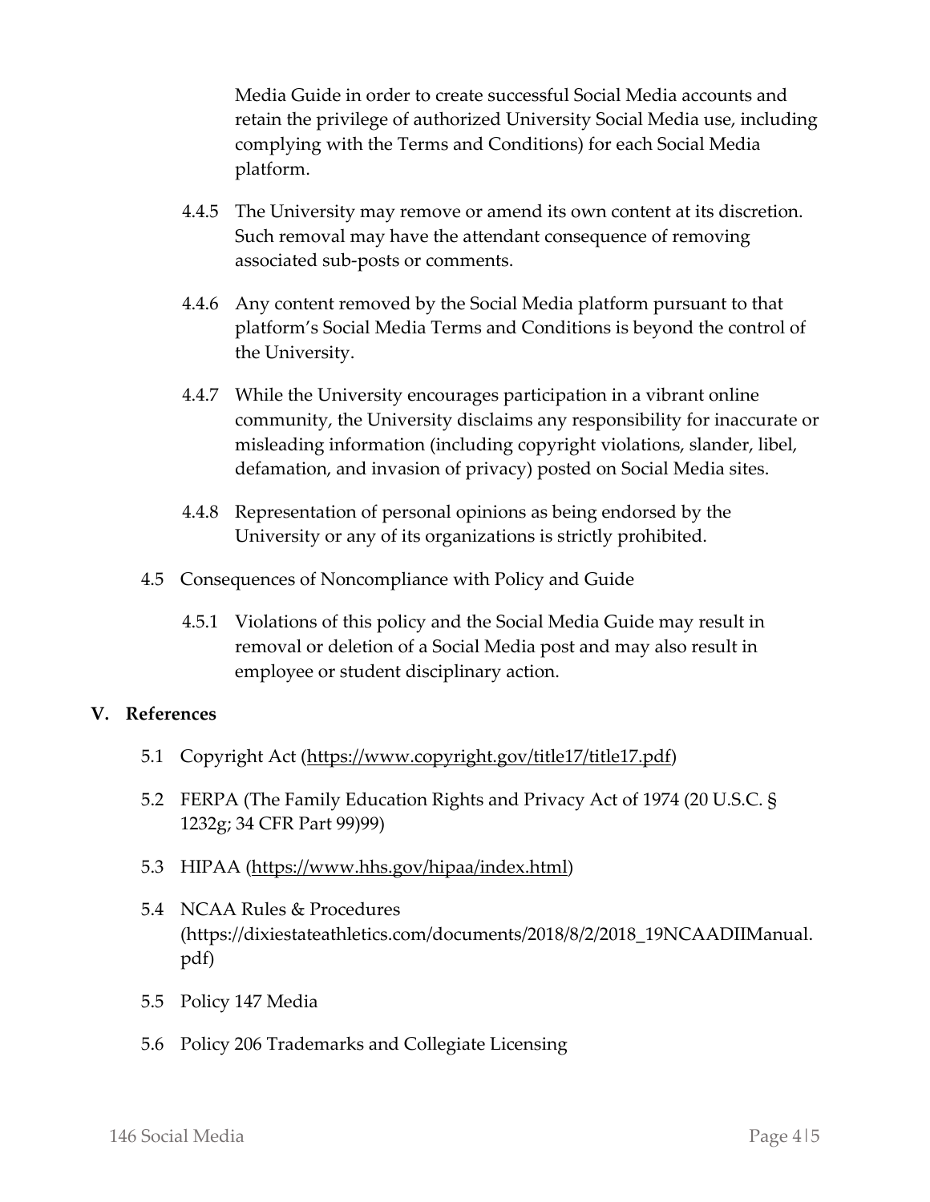Media Guide in order to create successful Social Media accounts and retain the privilege of authorized University Social Media use, including complying with the Terms and Conditions) for each Social Media platform.

4.4.5 The University may remove or amend its own content at its discretion. Such removal may have the attendant consequence of removing associated sub-posts or comments.

4.4.6 Any content removed by the Social Media platform pursuant to that platform's Social Media Terms and Conditions is beyond the control of the University.

4.4.7 While the University encourages participation in a vibrant online community, the University disclaims any responsibility for inaccurate or misleading information (including copyright violations, slander, libel, defamation, and invasion of privacy) posted on Social Media sites.

4.4.8 Representation of personal opinions as being endorsed by the University or any of its organizations is strictly prohibited.

4.5 Consequences of Noncompliance with Policy and Guide

4.5.1 Violations of this policy and the Social Media Guide may result in removal or deletion of a Social Media post and may also result in employee or student disciplinary action.

## V. References

5.1 Copyright Act (https://www.copyright.gov/title17/title17.pdf)

5.2 FERPA (The Family Education Rights and Privacy Act of 1974 (20 U.S.C. § 1232g; 34 CFR Part 99)99)

5.3 HIPAA (https://www.hhs.gov/hipaa/index.html)

5.4 NCAA Rules & Procedures (https://dixiestateathletics.com/documents/2018/8/2/2018_19NCAADIIManual.pdf)

5.5 Policy 147 Media

5.6 Policy 206 Trademarks and Collegiate Licensing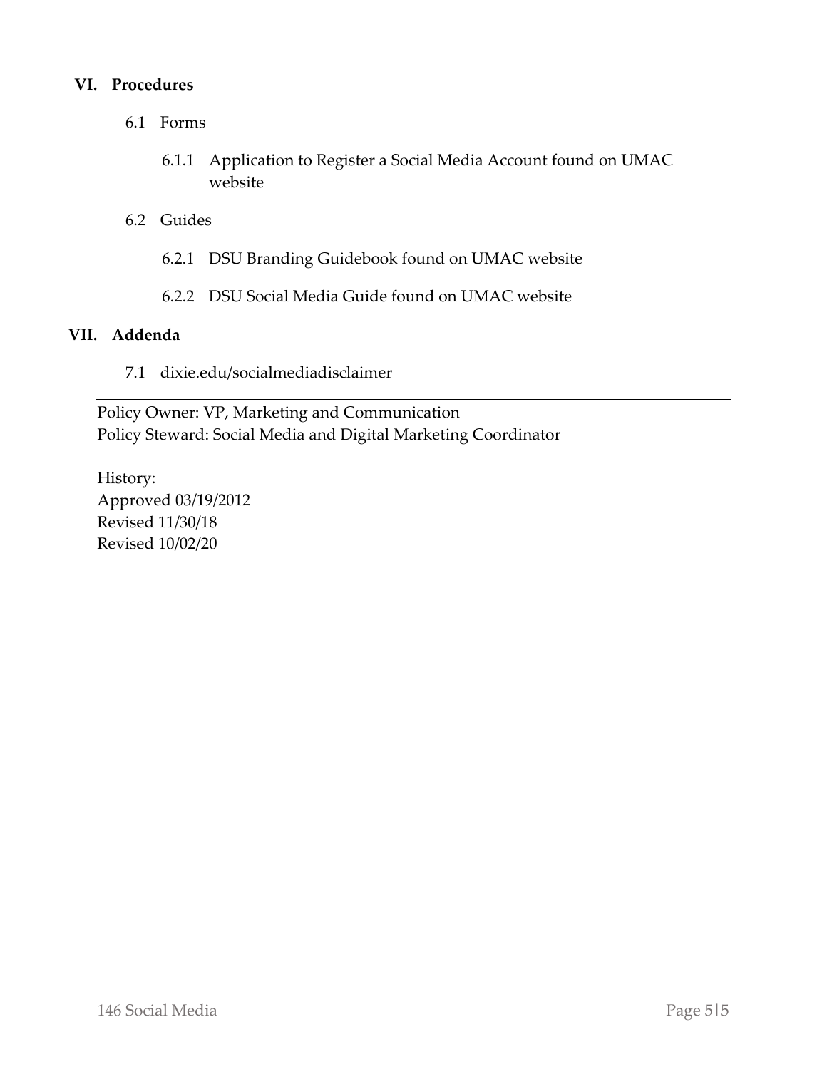## VI. Procedures

6.1 Forms

6.1.1 Application to Register a Social Media Account found on UMAC website

6.2 Guides

6.2.1 DSU Branding Guidebook found on UMAC website

6.2.2 DSU Social Media Guide found on UMAC website

## VII. Addenda

7.1 dixie.edu/socialmediadisclaimer

---

Policy Owner: VP, Marketing and Communication
Policy Steward: Social Media and Digital Marketing Coordinator

History:
Approved 03/19/2012
Revised 11/30/18
Revised 10/02/20